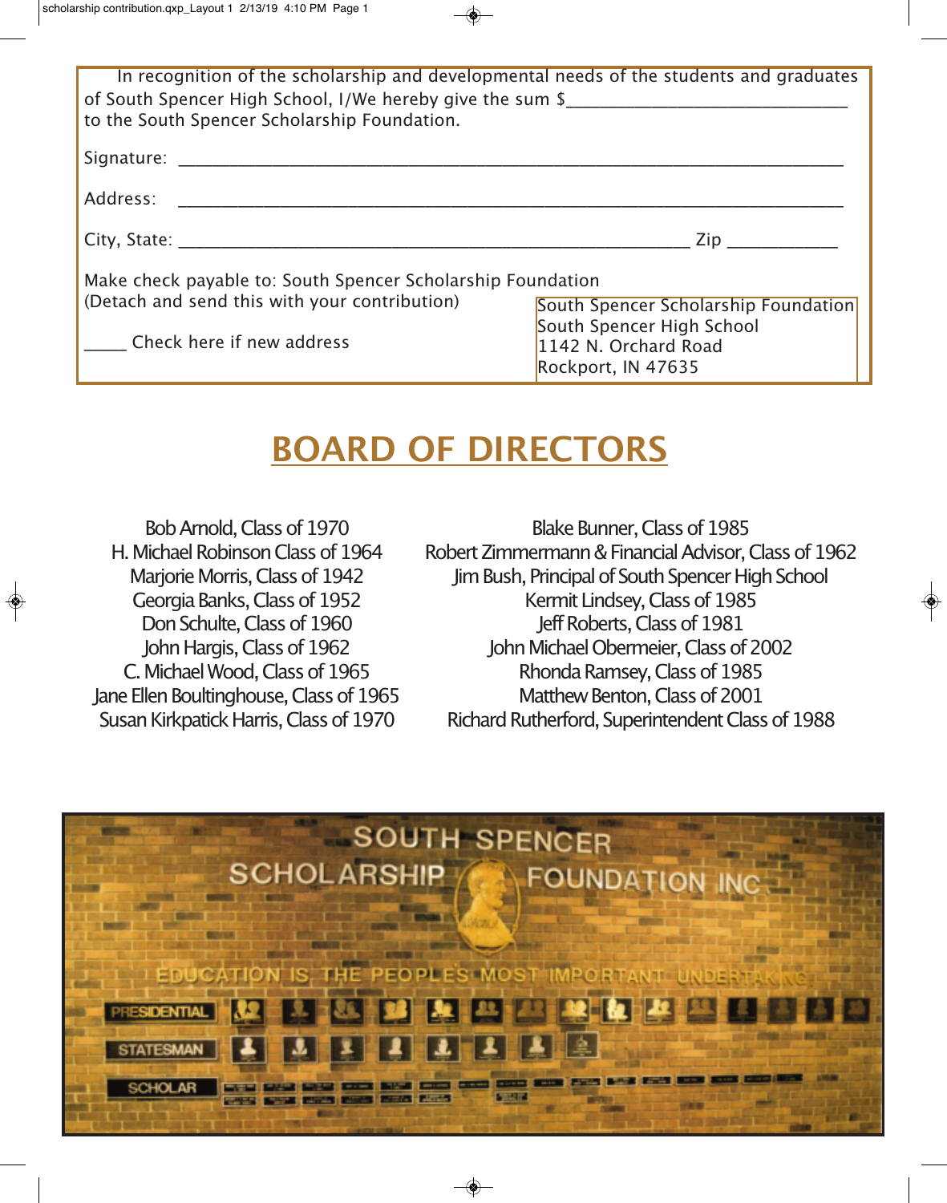In recognition of the scholarship and developmental needs of the students and graduates of South Spencer High School, I/We hereby give the sum $_______________________________ to the South Spencer Scholarship Foundation.

Signature: ___________________________________________________________________________

Address: ___________________________________________________________________________

City, State: _________________________________________________________ Zip ____________

Make check payable to: South Spencer Scholarship Foundation
(Detach and send this with your contribution)

_____ Check here if new address

South Spencer Scholarship Foundation
South Spencer High School
1142 N. Orchard Road
Rockport, IN 47635

# BOARD OF DIRECTORS

Bob Arnold, Class of 1970
H. Michael Robinson Class of 1964
Marjorie Morris, Class of 1942
Georgia Banks, Class of 1952
Don Schulte, Class of 1960
John Hargis, Class of 1962
C. Michael Wood, Class of 1965
Jane Ellen Boultinghouse, Class of 1965
Susan Kirkpatick Harris, Class of 1970

Blake Bunner, Class of 1985
Robert Zimmermann & Financial Advisor, Class of 1962
Jim Bush, Principal of South Spencer High School
Kermit Lindsey, Class of 1985
Jeff Roberts, Class of 1981
John Michael Obermeier, Class of 2002
Rhonda Ramsey, Class of 1985
Matthew Benton, Class of 2001
Richard Rutherford, Superintendent Class of 1988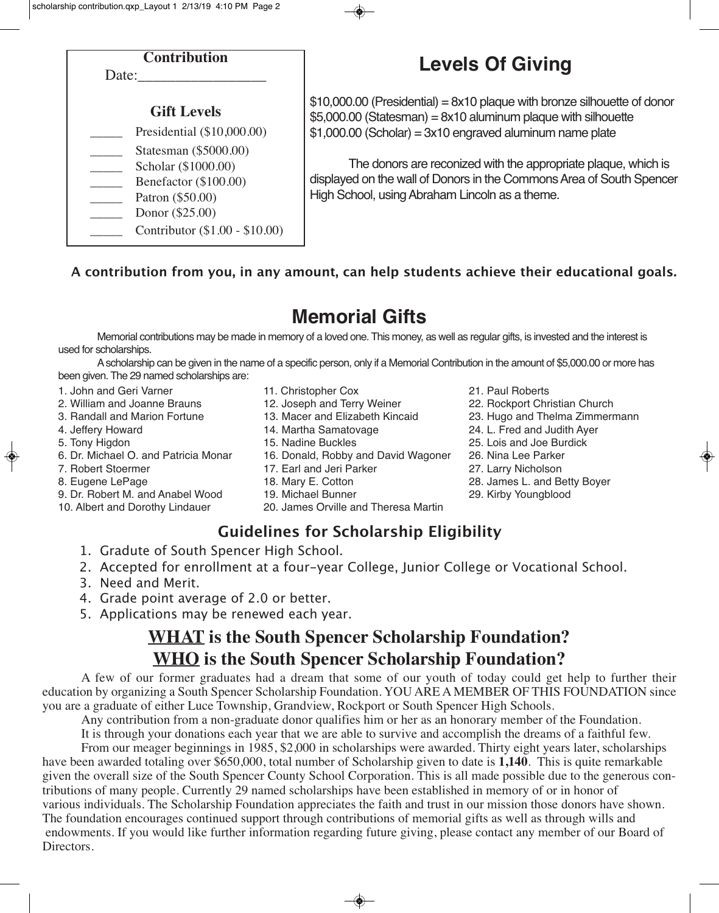**Contribution**

Date:__________________

**Gift Levels**

_____ Presidential ($10,000.00)
_____ Statesman ($5000.00)
_____ Scholar ($1000.00)
_____ Benefactor ($100.00)
_____ Patron ($50.00)
_____ Donor ($25.00)
_____ Contributor ($1.00 - $10.00)

# Levels Of Giving

$10,000.00 (Presidential) = 8x10 plaque with bronze silhouette of donor
$5,000.00 (Statesman) = 8x10 aluminum plaque with silhouette
$1,000.00 (Scholar) = 3x10 engraved aluminum name plate

The donors are reconized with the appropriate plaque, which is displayed on the wall of Donors in the Commons Area of South Spencer High School, using Abraham Lincoln as a theme.

**A contribution from you, in any amount, can help students achieve their educational goals.**

# Memorial Gifts

Memorial contributions may be made in memory of a loved one. This money, as well as regular gifts, is invested and the interest is used for scholarships.

A scholarship can be given in the name of a specific person, only if a Memorial Contribution in the amount of $5,000.00 or more has been given. The 29 named scholarships are:

1. John and Geri Varner
2. William and Joanne Brauns
3. Randall and Marion Fortune
4. Jeffery Howard
5. Tony Higdon
6. Dr. Michael O. and Patricia Monar
7. Robert Stoermer
8. Eugene LePage
9. Dr. Robert M. and Anabel Wood
10. Albert and Dorothy Lindauer
11. Christopher Cox
12. Joseph and Terry Weiner
13. Macer and Elizabeth Kincaid
14. Martha Samatovage
15. Nadine Buckles
16. Donald, Robby and David Wagoner
17. Earl and Jeri Parker
18. Mary E. Cotton
19. Michael Bunner
20. James Orville and Theresa Martin
21. Paul Roberts
22. Rockport Christian Church
23. Hugo and Thelma Zimmermann
24. L. Fred and Judith Ayer
25. Lois and Joe Burdick
26. Nina Lee Parker
27. Larry Nicholson
28. James L. and Betty Boyer
29. Kirby Youngblood

## Guidelines for Scholarship Eligibility

1. Gradute of South Spencer High School.
2. Accepted for enrollment at a four-year College, Junior College or Vocational School.
3. Need and Merit.
4. Grade point average of 2.0 or better.
5. Applications may be renewed each year.

## WHAT is the South Spencer Scholarship Foundation? WHO is the South Spencer Scholarship Foundation?

A few of our former graduates had a dream that some of our youth of today could get help to further their education by organizing a South Spencer Scholarship Foundation. YOU ARE A MEMBER OF THIS FOUNDATION since you are a graduate of either Luce Township, Grandview, Rockport or South Spencer High Schools.

Any contribution from a non-graduate donor qualifies him or her as an honorary member of the Foundation.

It is through your donations each year that we are able to survive and accomplish the dreams of a faithful few.

From our meager beginnings in 1985, $2,000 in scholarships were awarded. Thirty eight years later, scholarships have been awarded totaling over $650,000, total number of Scholarship given to date is **1,140**. This is quite remarkable given the overall size of the South Spencer County School Corporation. This is all made possible due to the generous contributions of many people. Currently 29 named scholarships have been established in memory of or in honor of various individuals. The Scholarship Foundation appreciates the faith and trust in our mission those donors have shown. The foundation encourages continued support through contributions of memorial gifts as well as through wills and endowments. If you would like further information regarding future giving, please contact any member of our Board of Directors.